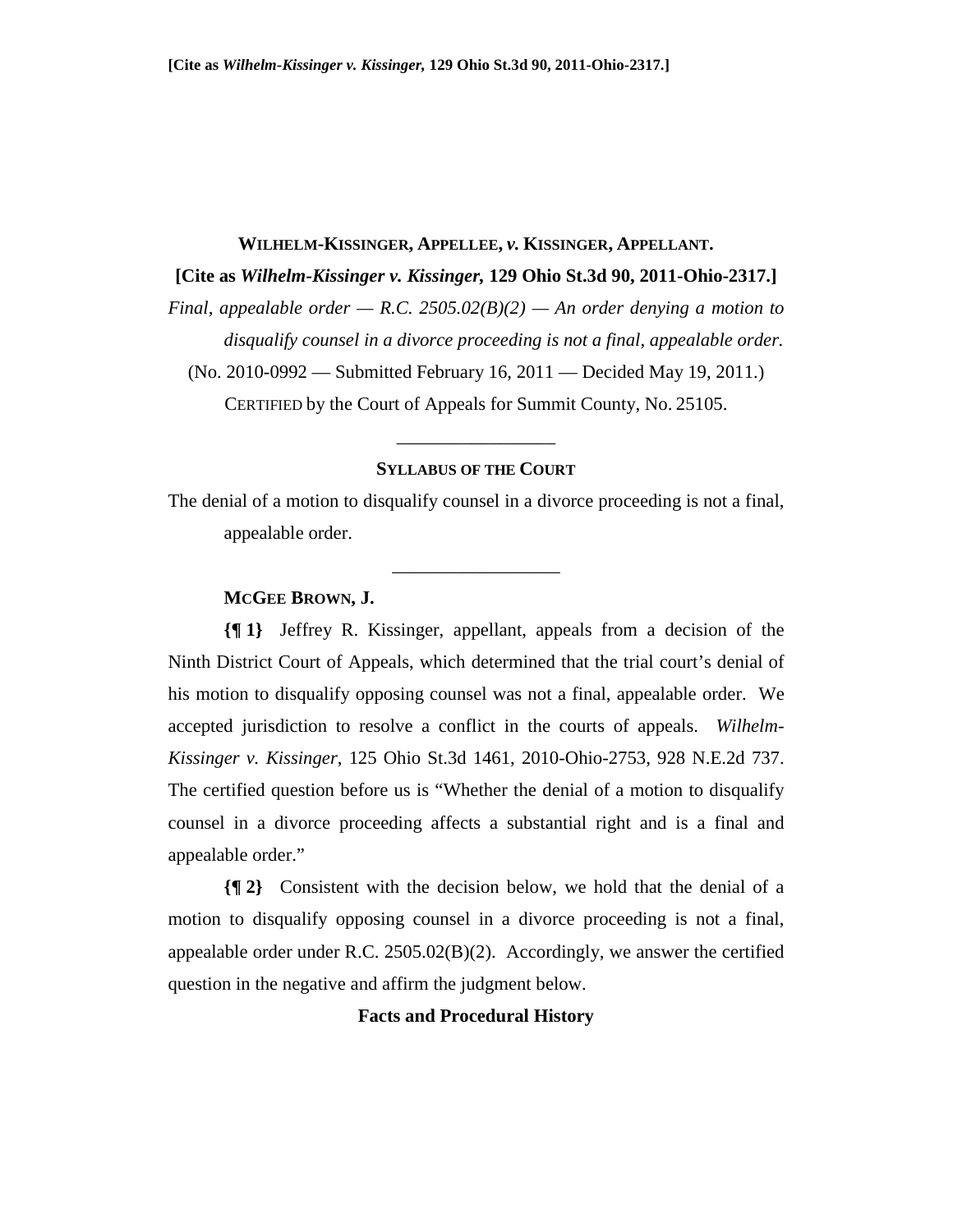**WILHELM-KISSINGER, APPELLEE, *v.* KISSINGER, APPELLANT.**

**[Cite as *Wilhelm-Kissinger v. Kissinger,* 129 Ohio St.3d 90, 2011-Ohio-2317.]**

*Final, appealable order — R.C. 2505.02(B)(2) — An order denying a motion to disqualify counsel in a divorce proceeding is not a final, appealable order.*

(No. 2010-0992 — Submitted February 16, 2011 — Decided May 19, 2011.)

CERTIFIED by the Court of Appeals for Summit County, No. 25105.

---

**SYLLABUS OF THE COURT**

The denial of a motion to disqualify counsel in a divorce proceeding is not a final, appealable order.

---

**MCGEE BROWN, J.**

**{¶ 1}** Jeffrey R. Kissinger, appellant, appeals from a decision of the Ninth District Court of Appeals, which determined that the trial court's denial of his motion to disqualify opposing counsel was not a final, appealable order. We accepted jurisdiction to resolve a conflict in the courts of appeals. *Wilhelm-Kissinger v. Kissinger*, 125 Ohio St.3d 1461, 2010-Ohio-2753, 928 N.E.2d 737. The certified question before us is "Whether the denial of a motion to disqualify counsel in a divorce proceeding affects a substantial right and is a final and appealable order."

**{¶ 2}** Consistent with the decision below, we hold that the denial of a motion to disqualify opposing counsel in a divorce proceeding is not a final, appealable order under R.C. 2505.02(B)(2). Accordingly, we answer the certified question in the negative and affirm the judgment below.

**Facts and Procedural History**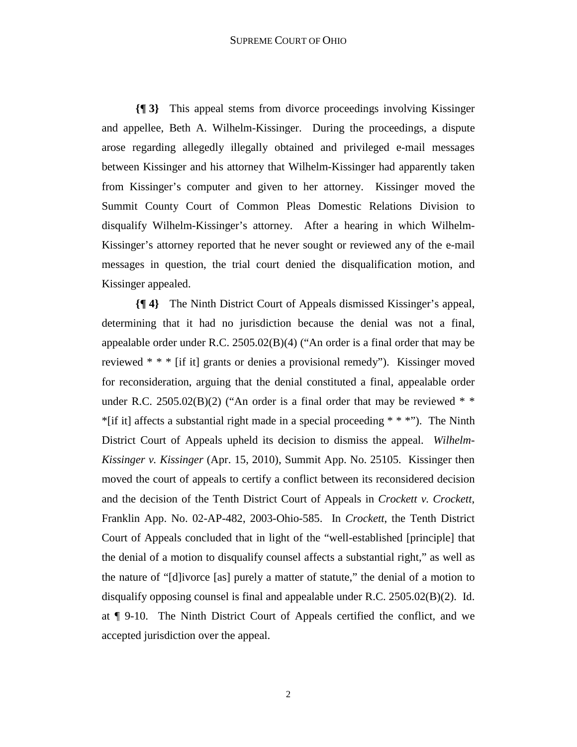**{¶ 3}** This appeal stems from divorce proceedings involving Kissinger and appellee, Beth A. Wilhelm-Kissinger. During the proceedings, a dispute arose regarding allegedly illegally obtained and privileged e-mail messages between Kissinger and his attorney that Wilhelm-Kissinger had apparently taken from Kissinger's computer and given to her attorney. Kissinger moved the Summit County Court of Common Pleas Domestic Relations Division to disqualify Wilhelm-Kissinger's attorney. After a hearing in which Wilhelm-Kissinger's attorney reported that he never sought or reviewed any of the e-mail messages in question, the trial court denied the disqualification motion, and Kissinger appealed.

**{¶ 4}** The Ninth District Court of Appeals dismissed Kissinger's appeal, determining that it had no jurisdiction because the denial was not a final, appealable order under R.C. 2505.02(B)(4) ("An order is a final order that may be reviewed * * * [if it] grants or denies a provisional remedy"). Kissinger moved for reconsideration, arguing that the denial constituted a final, appealable order under R.C. 2505.02(B)(2) ("An order is a final order that may be reviewed * * *[if it] affects a substantial right made in a special proceeding * * *"). The Ninth District Court of Appeals upheld its decision to dismiss the appeal. *Wilhelm-Kissinger v. Kissinger* (Apr. 15, 2010), Summit App. No. 25105. Kissinger then moved the court of appeals to certify a conflict between its reconsidered decision and the decision of the Tenth District Court of Appeals in *Crockett v. Crockett*, Franklin App. No. 02-AP-482, 2003-Ohio-585. In *Crockett*, the Tenth District Court of Appeals concluded that in light of the "well-established [principle] that the denial of a motion to disqualify counsel affects a substantial right," as well as the nature of "[d]ivorce [as] purely a matter of statute," the denial of a motion to disqualify opposing counsel is final and appealable under R.C. 2505.02(B)(2). Id. at ¶ 9-10. The Ninth District Court of Appeals certified the conflict, and we accepted jurisdiction over the appeal.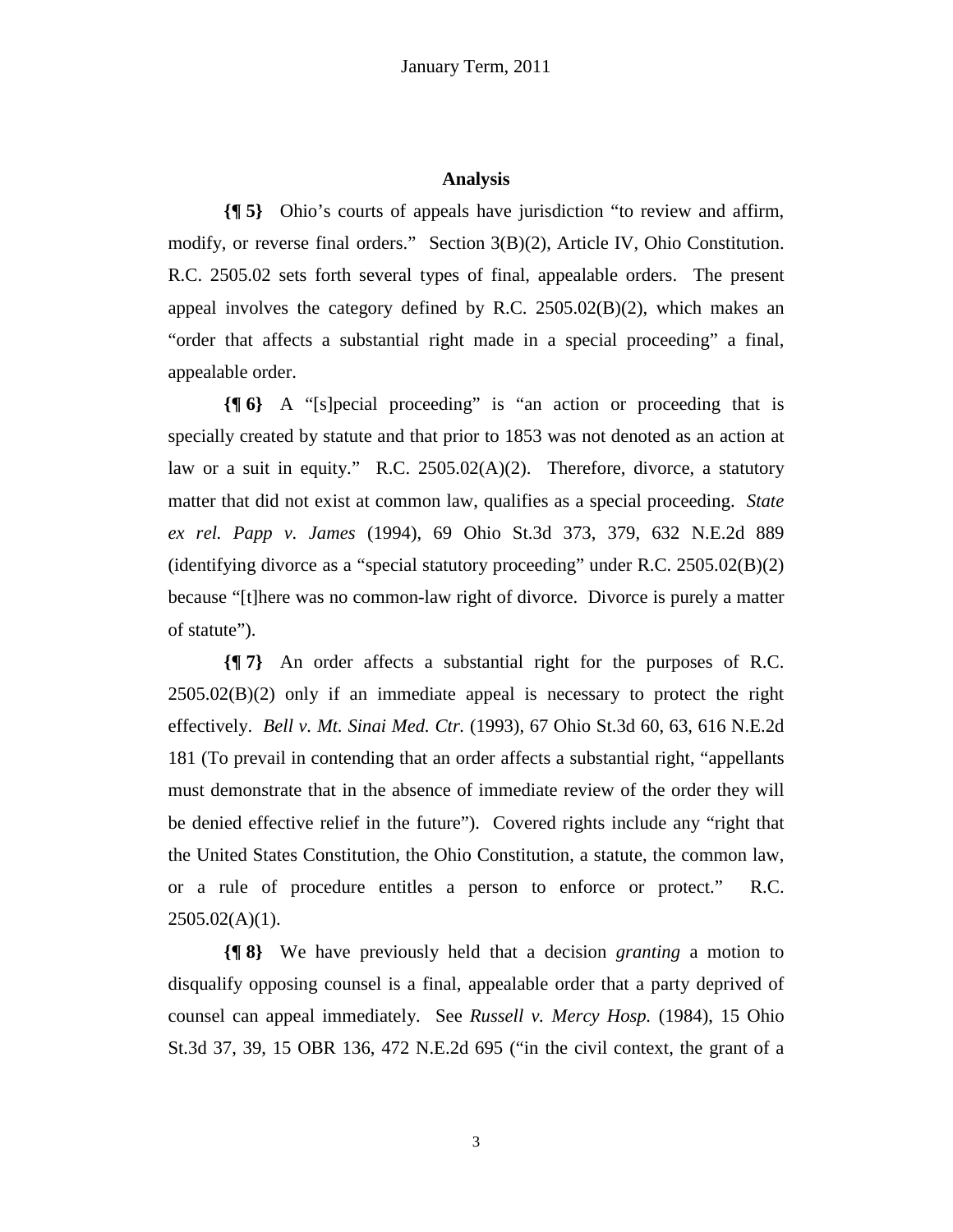## Analysis

**{¶ 5}** Ohio's courts of appeals have jurisdiction "to review and affirm, modify, or reverse final orders." Section 3(B)(2), Article IV, Ohio Constitution. R.C. 2505.02 sets forth several types of final, appealable orders. The present appeal involves the category defined by R.C. 2505.02(B)(2), which makes an "order that affects a substantial right made in a special proceeding" a final, appealable order.

**{¶ 6}** A "[s]pecial proceeding" is "an action or proceeding that is specially created by statute and that prior to 1853 was not denoted as an action at law or a suit in equity." R.C. 2505.02(A)(2). Therefore, divorce, a statutory matter that did not exist at common law, qualifies as a special proceeding. *State ex rel. Papp v. James* (1994), 69 Ohio St.3d 373, 379, 632 N.E.2d 889 (identifying divorce as a "special statutory proceeding" under R.C. 2505.02(B)(2) because "[t]here was no common-law right of divorce. Divorce is purely a matter of statute").

**{¶ 7}** An order affects a substantial right for the purposes of R.C. 2505.02(B)(2) only if an immediate appeal is necessary to protect the right effectively. *Bell v. Mt. Sinai Med. Ctr.* (1993), 67 Ohio St.3d 60, 63, 616 N.E.2d 181 (To prevail in contending that an order affects a substantial right, "appellants must demonstrate that in the absence of immediate review of the order they will be denied effective relief in the future"). Covered rights include any "right that the United States Constitution, the Ohio Constitution, a statute, the common law, or a rule of procedure entitles a person to enforce or protect." R.C. 2505.02(A)(1).

**{¶ 8}** We have previously held that a decision *granting* a motion to disqualify opposing counsel is a final, appealable order that a party deprived of counsel can appeal immediately. See *Russell v. Mercy Hosp.* (1984), 15 Ohio St.3d 37, 39, 15 OBR 136, 472 N.E.2d 695 ("in the civil context, the grant of a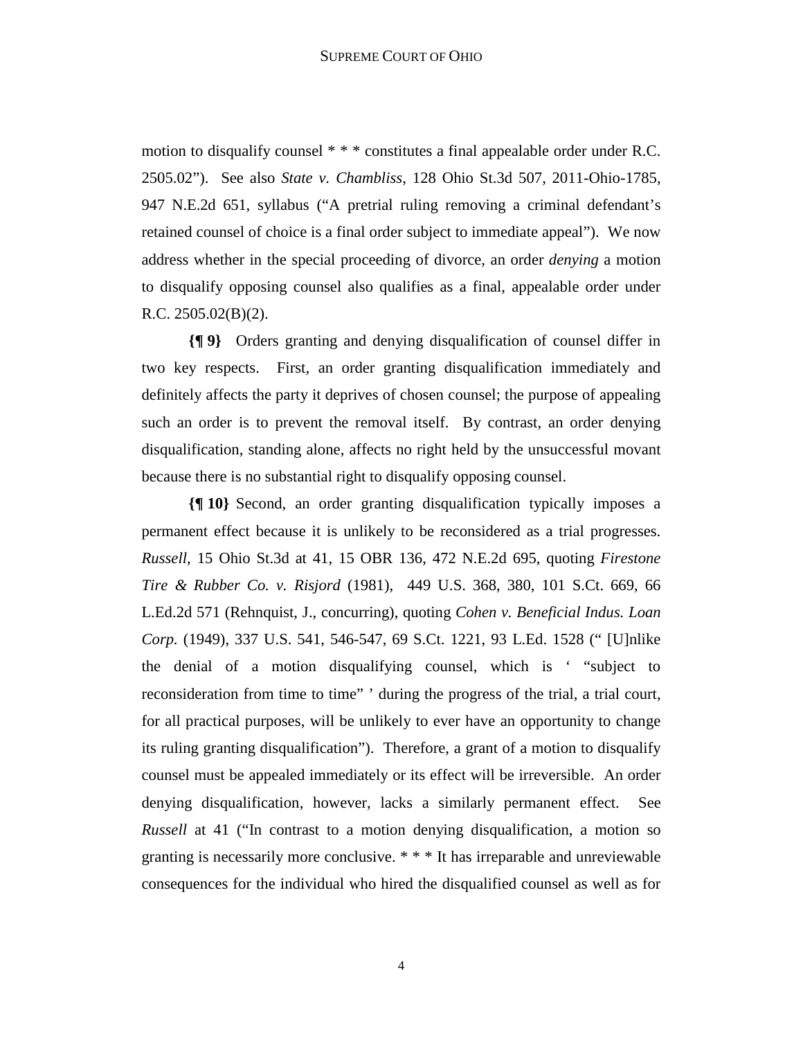motion to disqualify counsel * * * constitutes a final appealable order under R.C. 2505.02"). See also *State v. Chambliss*, 128 Ohio St.3d 507, 2011-Ohio-1785, 947 N.E.2d 651, syllabus ("A pretrial ruling removing a criminal defendant's retained counsel of choice is a final order subject to immediate appeal"). We now address whether in the special proceeding of divorce, an order *denying* a motion to disqualify opposing counsel also qualifies as a final, appealable order under R.C. 2505.02(B)(2).

**{¶ 9}** Orders granting and denying disqualification of counsel differ in two key respects. First, an order granting disqualification immediately and definitely affects the party it deprives of chosen counsel; the purpose of appealing such an order is to prevent the removal itself. By contrast, an order denying disqualification, standing alone, affects no right held by the unsuccessful movant because there is no substantial right to disqualify opposing counsel.

**{¶ 10}** Second, an order granting disqualification typically imposes a permanent effect because it is unlikely to be reconsidered as a trial progresses. *Russell*, 15 Ohio St.3d at 41, 15 OBR 136, 472 N.E.2d 695, quoting *Firestone Tire & Rubber Co. v. Risjord* (1981), 449 U.S. 368, 380, 101 S.Ct. 669, 66 L.Ed.2d 571 (Rehnquist, J., concurring), quoting *Cohen v. Beneficial Indus. Loan Corp.* (1949), 337 U.S. 541, 546-547, 69 S.Ct. 1221, 93 L.Ed. 1528 (" [U]nlike the denial of a motion disqualifying counsel, which is ' "subject to reconsideration from time to time" ' during the progress of the trial, a trial court, for all practical purposes, will be unlikely to ever have an opportunity to change its ruling granting disqualification"). Therefore, a grant of a motion to disqualify counsel must be appealed immediately or its effect will be irreversible. An order denying disqualification, however, lacks a similarly permanent effect. See *Russell* at 41 ("In contrast to a motion denying disqualification, a motion so granting is necessarily more conclusive. * * * It has irreparable and unreviewable consequences for the individual who hired the disqualified counsel as well as for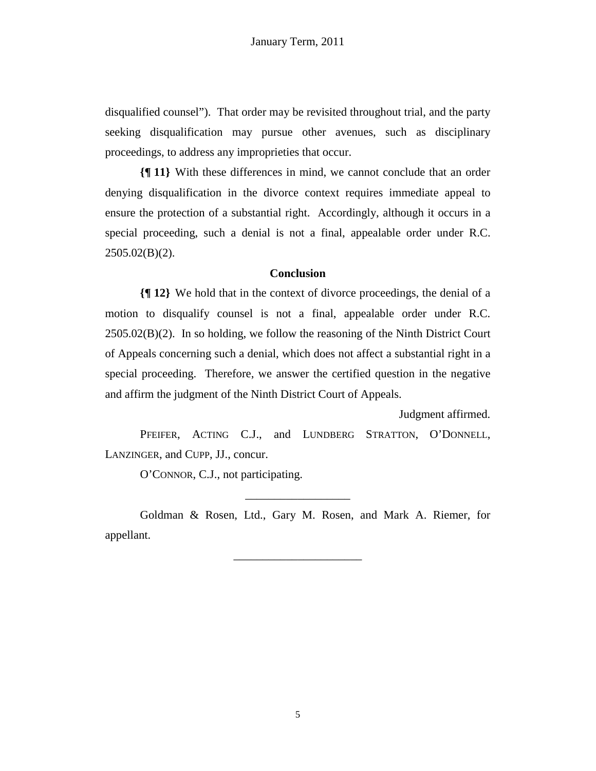disqualified counsel"). That order may be revisited throughout trial, and the party seeking disqualification may pursue other avenues, such as disciplinary proceedings, to address any improprieties that occur.

**{¶ 11}** With these differences in mind, we cannot conclude that an order denying disqualification in the divorce context requires immediate appeal to ensure the protection of a substantial right. Accordingly, although it occurs in a special proceeding, such a denial is not a final, appealable order under R.C. 2505.02(B)(2).

## Conclusion

**{¶ 12}** We hold that in the context of divorce proceedings, the denial of a motion to disqualify counsel is not a final, appealable order under R.C. 2505.02(B)(2). In so holding, we follow the reasoning of the Ninth District Court of Appeals concerning such a denial, which does not affect a substantial right in a special proceeding. Therefore, we answer the certified question in the negative and affirm the judgment of the Ninth District Court of Appeals.

Judgment affirmed.

PFEIFER, ACTING C.J., and LUNDBERG STRATTON, O'DONNELL, LANZINGER, and CUPP, JJ., concur.

O'CONNOR, C.J., not participating.

---

Goldman & Rosen, Ltd., Gary M. Rosen, and Mark A. Riemer, for appellant.

---